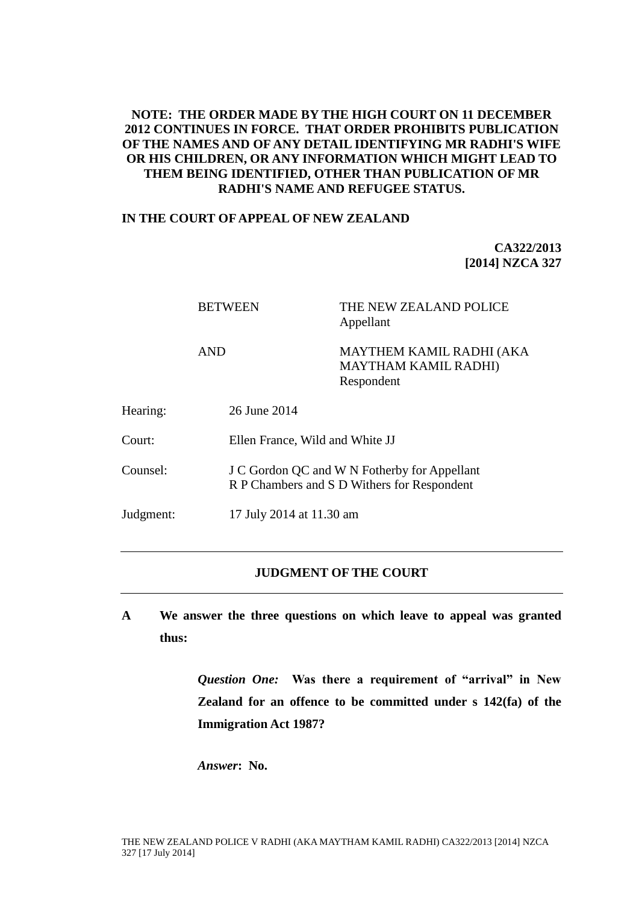**NOTE: THE ORDER MADE BY THE HIGH COURT ON 11 DECEMBER 2012 CONTINUES IN FORCE. THAT ORDER PROHIBITS PUBLICATION OF THE NAMES AND OF ANY DETAIL IDENTIFYING MR RADHI'S WIFE OR HIS CHILDREN, OR ANY INFORMATION WHICH MIGHT LEAD TO THEM BEING IDENTIFIED, OTHER THAN PUBLICATION OF MR RADHI'S NAME AND REFUGEE STATUS.**

**IN THE COURT OF APPEAL OF NEW ZEALAND**

**CA322/2013**
**[2014] NZCA 327**

| | | |
|---|---|---|
| BETWEEN | THE NEW ZEALAND POLICE | Appellant |
| AND | MAYTHEM KAMIL RADHI (AKA MAYTHAM KAMIL RADHI) | Respondent |

| | |
|---|---|
| Hearing: | 26 June 2014 |
| Court: | Ellen France, Wild and White JJ |
| Counsel: | J C Gordon QC and W N Fotherby for Appellant<br>R P Chambers and S D Withers for Respondent |
| Judgment: | 17 July 2014 at 11.30 am |

---

## JUDGMENT OF THE COURT

---

**A We answer the three questions on which leave to appeal was granted thus:**

> ***Question One:* Was there a requirement of "arrival" in New Zealand for an offence to be committed under s 142(fa) of the Immigration Act 1987?**
>
> ***Answer*: No.**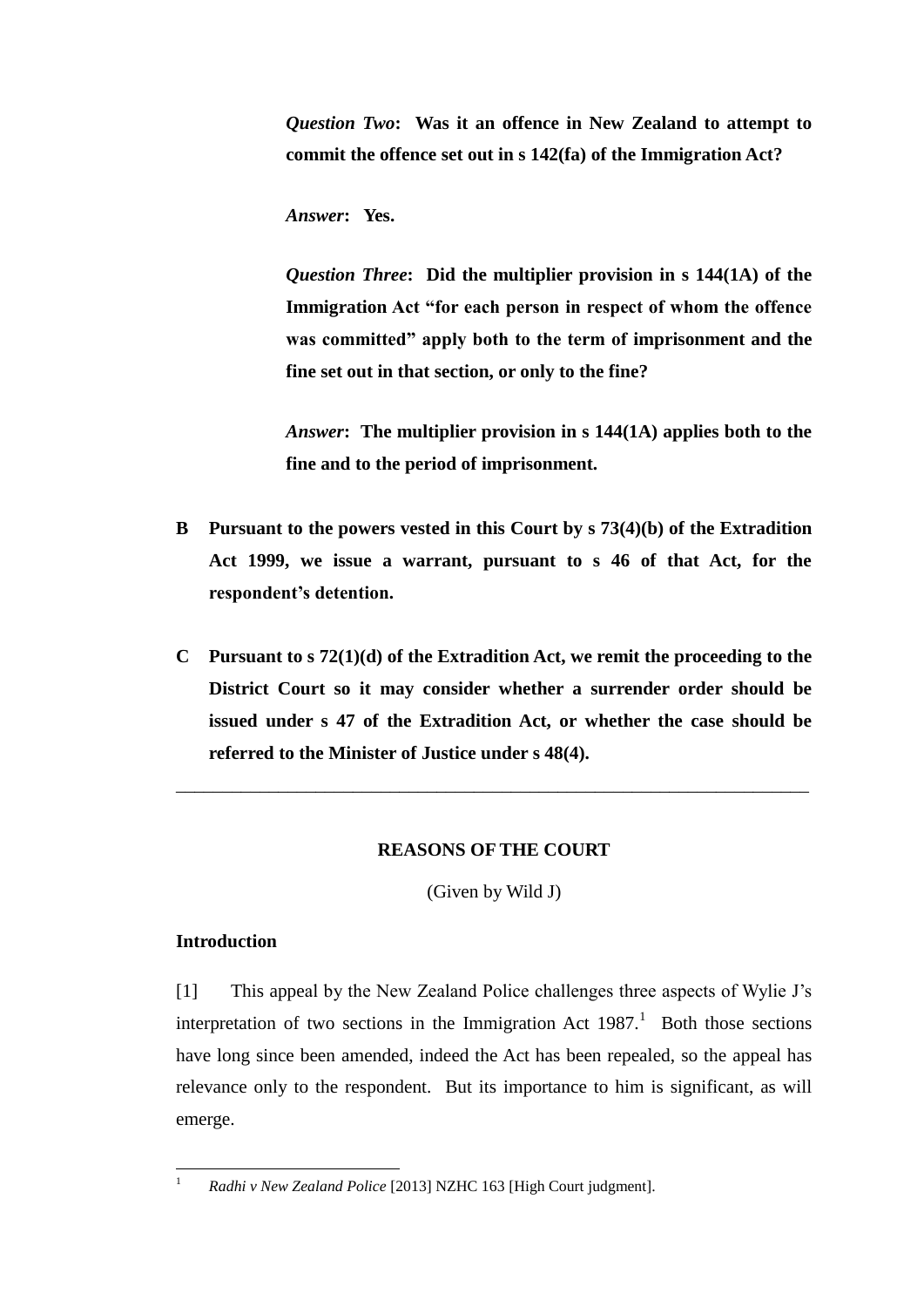*Question Two*: **Was it an offence in New Zealand to attempt to commit the offence set out in s 142(fa) of the Immigration Act?**

*Answer*: **Yes.**

*Question Three*: **Did the multiplier provision in s 144(1A) of the Immigration Act "for each person in respect of whom the offence was committed" apply both to the term of imprisonment and the fine set out in that section, or only to the fine?**

*Answer*: **The multiplier provision in s 144(1A) applies both to the fine and to the period of imprisonment.**

**B Pursuant to the powers vested in this Court by s 73(4)(b) of the Extradition Act 1999, we issue a warrant, pursuant to s 46 of that Act, for the respondent's detention.**

**C Pursuant to s 72(1)(d) of the Extradition Act, we remit the proceeding to the District Court so it may consider whether a surrender order should be issued under s 47 of the Extradition Act, or whether the case should be referred to the Minister of Justice under s 48(4).**

---

**REASONS OF THE COURT**

(Given by Wild J)

**Introduction**

[1] This appeal by the New Zealand Police challenges three aspects of Wylie J's interpretation of two sections in the Immigration Act 1987.[1] Both those sections have long since been amended, indeed the Act has been repealed, so the appeal has relevance only to the respondent. But its importance to him is significant, as will emerge.

[1] *Radhi v New Zealand Police* [2013] NZHC 163 [High Court judgment].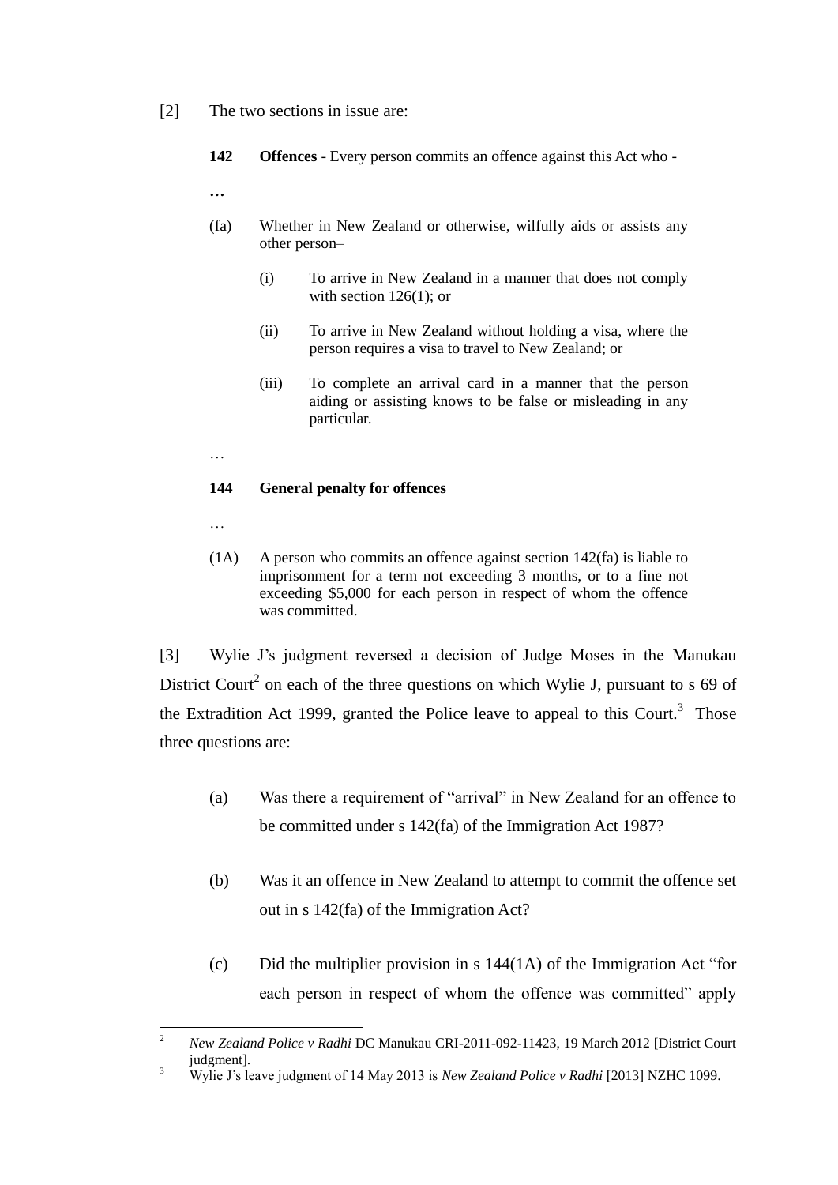[2] The two sections in issue are:

> **142 Offences** - Every person commits an offence against this Act who -
>
> **…**
>
> (fa) Whether in New Zealand or otherwise, wilfully aids or assists any other person–
>
> > (i) To arrive in New Zealand in a manner that does not comply with section 126(1); or
> >
> > (ii) To arrive in New Zealand without holding a visa, where the person requires a visa to travel to New Zealand; or
> >
> > (iii) To complete an arrival card in a manner that the person aiding or assisting knows to be false or misleading in any particular.
>
> …
>
> **144 General penalty for offences**
>
> …
>
> (1A) A person who commits an offence against section 142(fa) is liable to imprisonment for a term not exceeding 3 months, or to a fine not exceeding $5,000 for each person in respect of whom the offence was committed.

[3] Wylie J's judgment reversed a decision of Judge Moses in the Manukau District Court[2] on each of the three questions on which Wylie J, pursuant to s 69 of the Extradition Act 1999, granted the Police leave to appeal to this Court.[3] Those three questions are:

> (a) Was there a requirement of "arrival" in New Zealand for an offence to be committed under s 142(fa) of the Immigration Act 1987?
>
> (b) Was it an offence in New Zealand to attempt to commit the offence set out in s 142(fa) of the Immigration Act?
>
> (c) Did the multiplier provision in s 144(1A) of the Immigration Act "for each person in respect of whom the offence was committed" apply

---

[2] *New Zealand Police v Radhi* DC Manukau CRI-2011-092-11423, 19 March 2012 [District Court judgment].

[3] Wylie J's leave judgment of 14 May 2013 is *New Zealand Police v Radhi* [2013] NZHC 1099.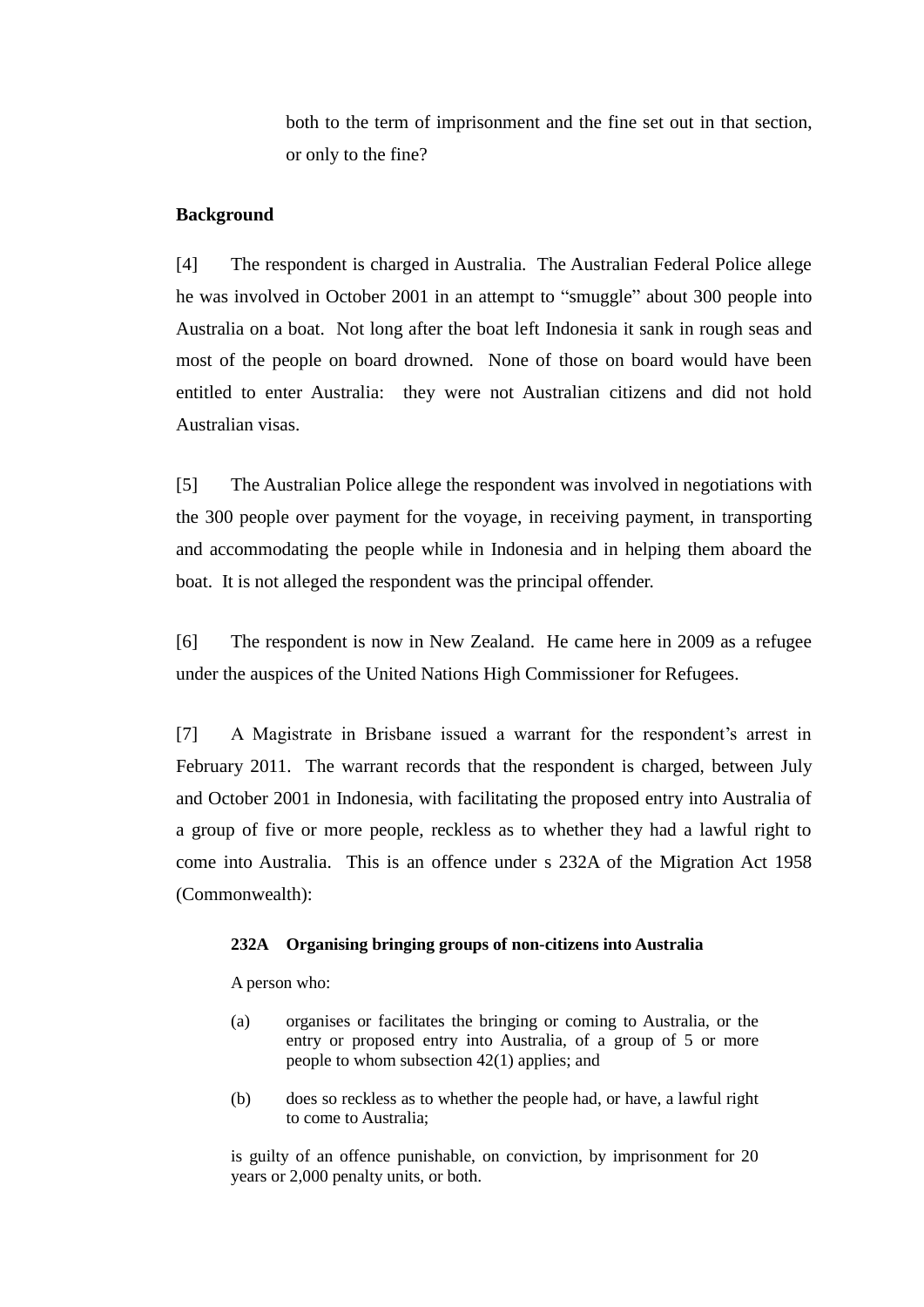both to the term of imprisonment and the fine set out in that section, or only to the fine?

**Background**

[4] The respondent is charged in Australia. The Australian Federal Police allege he was involved in October 2001 in an attempt to "smuggle" about 300 people into Australia on a boat. Not long after the boat left Indonesia it sank in rough seas and most of the people on board drowned. None of those on board would have been entitled to enter Australia: they were not Australian citizens and did not hold Australian visas.

[5] The Australian Police allege the respondent was involved in negotiations with the 300 people over payment for the voyage, in receiving payment, in transporting and accommodating the people while in Indonesia and in helping them aboard the boat. It is not alleged the respondent was the principal offender.

[6] The respondent is now in New Zealand. He came here in 2009 as a refugee under the auspices of the United Nations High Commissioner for Refugees.

[7] A Magistrate in Brisbane issued a warrant for the respondent's arrest in February 2011. The warrant records that the respondent is charged, between July and October 2001 in Indonesia, with facilitating the proposed entry into Australia of a group of five or more people, reckless as to whether they had a lawful right to come into Australia. This is an offence under s 232A of the Migration Act 1958 (Commonwealth):

> **232A Organising bringing groups of non-citizens into Australia**
>
> A person who:
>
> (a) organises or facilitates the bringing or coming to Australia, or the entry or proposed entry into Australia, of a group of 5 or more people to whom subsection 42(1) applies; and
>
> (b) does so reckless as to whether the people had, or have, a lawful right to come to Australia;
>
> is guilty of an offence punishable, on conviction, by imprisonment for 20 years or 2,000 penalty units, or both.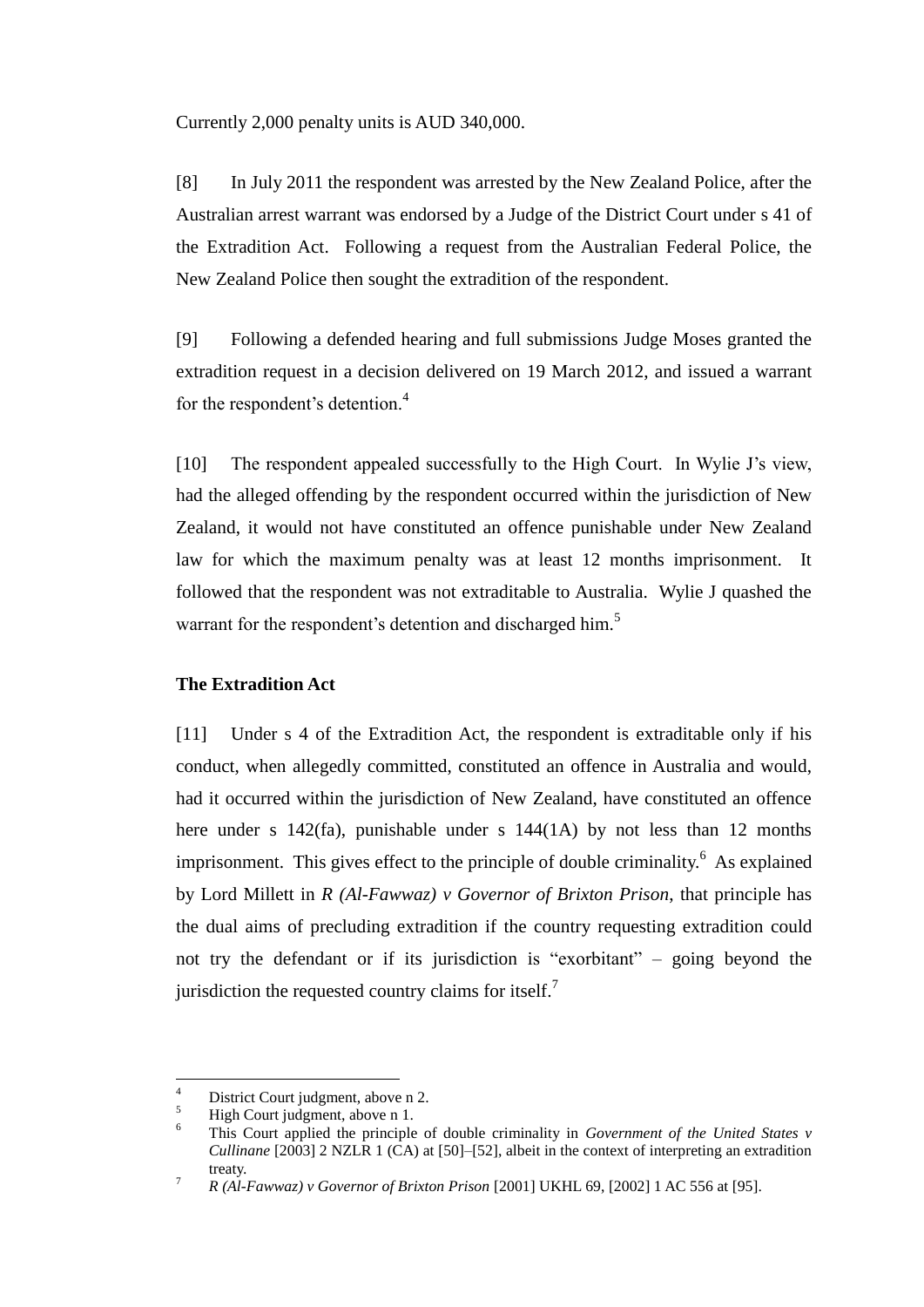Currently 2,000 penalty units is AUD 340,000.

[8] In July 2011 the respondent was arrested by the New Zealand Police, after the Australian arrest warrant was endorsed by a Judge of the District Court under s 41 of the Extradition Act. Following a request from the Australian Federal Police, the New Zealand Police then sought the extradition of the respondent.

[9] Following a defended hearing and full submissions Judge Moses granted the extradition request in a decision delivered on 19 March 2012, and issued a warrant for the respondent's detention.[4]

[10] The respondent appealed successfully to the High Court. In Wylie J's view, had the alleged offending by the respondent occurred within the jurisdiction of New Zealand, it would not have constituted an offence punishable under New Zealand law for which the maximum penalty was at least 12 months imprisonment. It followed that the respondent was not extraditable to Australia. Wylie J quashed the warrant for the respondent's detention and discharged him.[5]

**The Extradition Act**

[11] Under s 4 of the Extradition Act, the respondent is extraditable only if his conduct, when allegedly committed, constituted an offence in Australia and would, had it occurred within the jurisdiction of New Zealand, have constituted an offence here under s 142(fa), punishable under s 144(1A) by not less than 12 months imprisonment. This gives effect to the principle of double criminality.[6] As explained by Lord Millett in *R (Al-Fawwaz) v Governor of Brixton Prison*, that principle has the dual aims of precluding extradition if the country requesting extradition could not try the defendant or if its jurisdiction is "exorbitant" – going beyond the jurisdiction the requested country claims for itself.[7]

---

[4] District Court judgment, above n 2.

[5] High Court judgment, above n 1.

[6] This Court applied the principle of double criminality in *Government of the United States v Cullinane* [2003] 2 NZLR 1 (CA) at [50]–[52], albeit in the context of interpreting an extradition treaty.

[7] *R (Al-Fawwaz) v Governor of Brixton Prison* [2001] UKHL 69, [2002] 1 AC 556 at [95].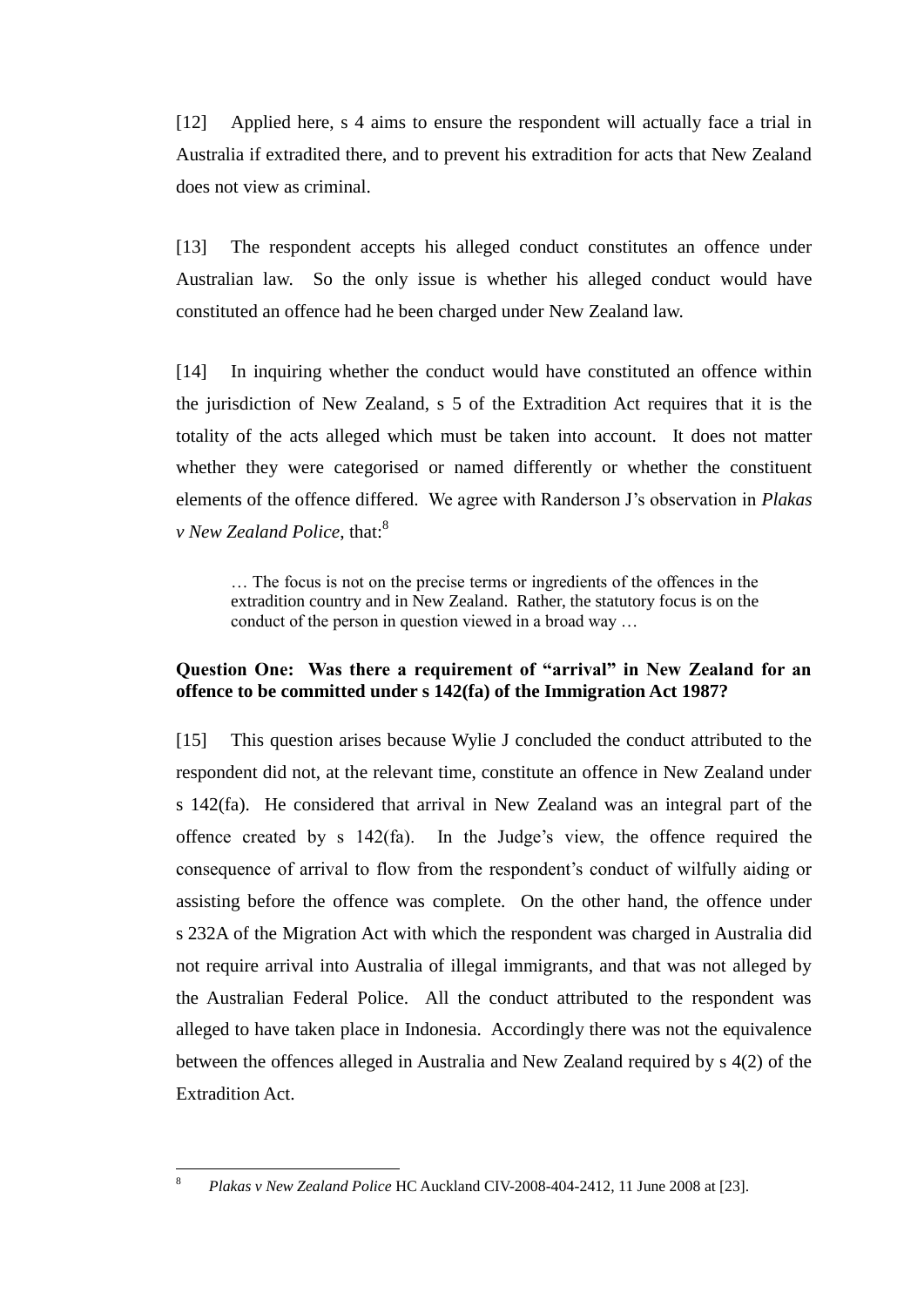[12] Applied here, s 4 aims to ensure the respondent will actually face a trial in Australia if extradited there, and to prevent his extradition for acts that New Zealand does not view as criminal.

[13] The respondent accepts his alleged conduct constitutes an offence under Australian law. So the only issue is whether his alleged conduct would have constituted an offence had he been charged under New Zealand law.

[14] In inquiring whether the conduct would have constituted an offence within the jurisdiction of New Zealand, s 5 of the Extradition Act requires that it is the totality of the acts alleged which must be taken into account. It does not matter whether they were categorised or named differently or whether the constituent elements of the offence differed. We agree with Randerson J's observation in *Plakas v New Zealand Police*, that:[8]

> … The focus is not on the precise terms or ingredients of the offences in the extradition country and in New Zealand. Rather, the statutory focus is on the conduct of the person in question viewed in a broad way …

**Question One: Was there a requirement of "arrival" in New Zealand for an offence to be committed under s 142(fa) of the Immigration Act 1987?**

[15] This question arises because Wylie J concluded the conduct attributed to the respondent did not, at the relevant time, constitute an offence in New Zealand under s 142(fa). He considered that arrival in New Zealand was an integral part of the offence created by s 142(fa). In the Judge's view, the offence required the consequence of arrival to flow from the respondent's conduct of wilfully aiding or assisting before the offence was complete. On the other hand, the offence under s 232A of the Migration Act with which the respondent was charged in Australia did not require arrival into Australia of illegal immigrants, and that was not alleged by the Australian Federal Police. All the conduct attributed to the respondent was alleged to have taken place in Indonesia. Accordingly there was not the equivalence between the offences alleged in Australia and New Zealand required by s 4(2) of the Extradition Act.

---

[8] *Plakas v New Zealand Police* HC Auckland CIV-2008-404-2412, 11 June 2008 at [23].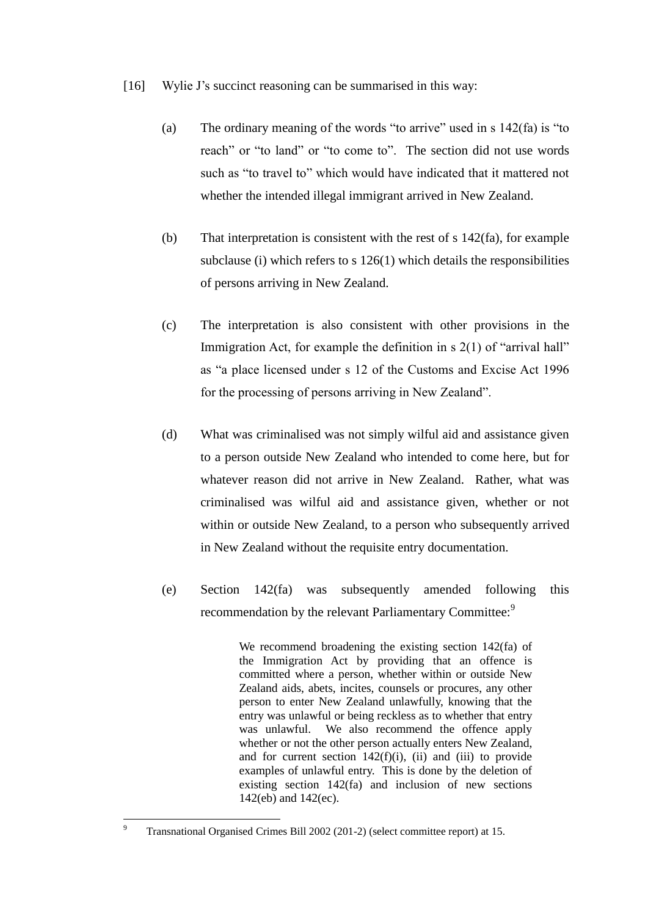[16] Wylie J's succinct reasoning can be summarised in this way:

(a) The ordinary meaning of the words "to arrive" used in s 142(fa) is "to reach" or "to land" or "to come to". The section did not use words such as "to travel to" which would have indicated that it mattered not whether the intended illegal immigrant arrived in New Zealand.

(b) That interpretation is consistent with the rest of s 142(fa), for example subclause (i) which refers to s 126(1) which details the responsibilities of persons arriving in New Zealand.

(c) The interpretation is also consistent with other provisions in the Immigration Act, for example the definition in s 2(1) of "arrival hall" as "a place licensed under s 12 of the Customs and Excise Act 1996 for the processing of persons arriving in New Zealand".

(d) What was criminalised was not simply wilful aid and assistance given to a person outside New Zealand who intended to come here, but for whatever reason did not arrive in New Zealand. Rather, what was criminalised was wilful aid and assistance given, whether or not within or outside New Zealand, to a person who subsequently arrived in New Zealand without the requisite entry documentation.

(e) Section 142(fa) was subsequently amended following this recommendation by the relevant Parliamentary Committee:[9]

> We recommend broadening the existing section 142(fa) of the Immigration Act by providing that an offence is committed where a person, whether within or outside New Zealand aids, abets, incites, counsels or procures, any other person to enter New Zealand unlawfully, knowing that the entry was unlawful or being reckless as to whether that entry was unlawful. We also recommend the offence apply whether or not the other person actually enters New Zealand, and for current section 142(f)(i), (ii) and (iii) to provide examples of unlawful entry. This is done by the deletion of existing section 142(fa) and inclusion of new sections 142(eb) and 142(ec).

[9] Transnational Organised Crimes Bill 2002 (201-2) (select committee report) at 15.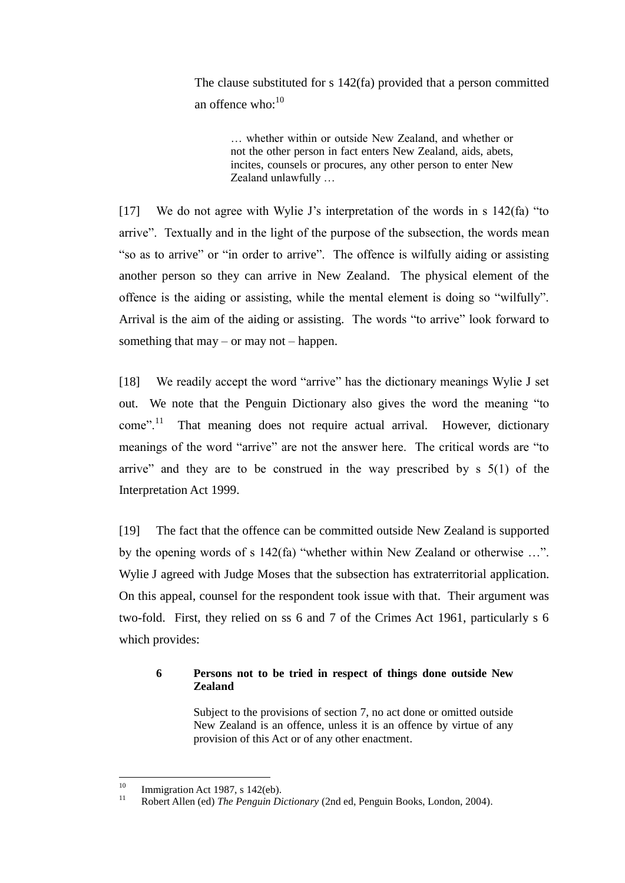The clause substituted for s 142(fa) provided that a person committed an offence who:[10]

> … whether within or outside New Zealand, and whether or not the other person in fact enters New Zealand, aids, abets, incites, counsels or procures, any other person to enter New Zealand unlawfully …

[17] We do not agree with Wylie J's interpretation of the words in s 142(fa) "to arrive". Textually and in the light of the purpose of the subsection, the words mean "so as to arrive" or "in order to arrive". The offence is wilfully aiding or assisting another person so they can arrive in New Zealand. The physical element of the offence is the aiding or assisting, while the mental element is doing so "wilfully". Arrival is the aim of the aiding or assisting. The words "to arrive" look forward to something that may – or may not – happen.

[18] We readily accept the word "arrive" has the dictionary meanings Wylie J set out. We note that the Penguin Dictionary also gives the word the meaning "to come".[11] That meaning does not require actual arrival. However, dictionary meanings of the word "arrive" are not the answer here. The critical words are "to arrive" and they are to be construed in the way prescribed by s 5(1) of the Interpretation Act 1999.

[19] The fact that the offence can be committed outside New Zealand is supported by the opening words of s 142(fa) "whether within New Zealand or otherwise …". Wylie J agreed with Judge Moses that the subsection has extraterritorial application. On this appeal, counsel for the respondent took issue with that. Their argument was two-fold. First, they relied on ss 6 and 7 of the Crimes Act 1961, particularly s 6 which provides:

> **6 Persons not to be tried in respect of things done outside New Zealand**
>
> Subject to the provisions of section 7, no act done or omitted outside New Zealand is an offence, unless it is an offence by virtue of any provision of this Act or of any other enactment.

---

[10] Immigration Act 1987, s 142(eb).

[11] Robert Allen (ed) *The Penguin Dictionary* (2nd ed, Penguin Books, London, 2004).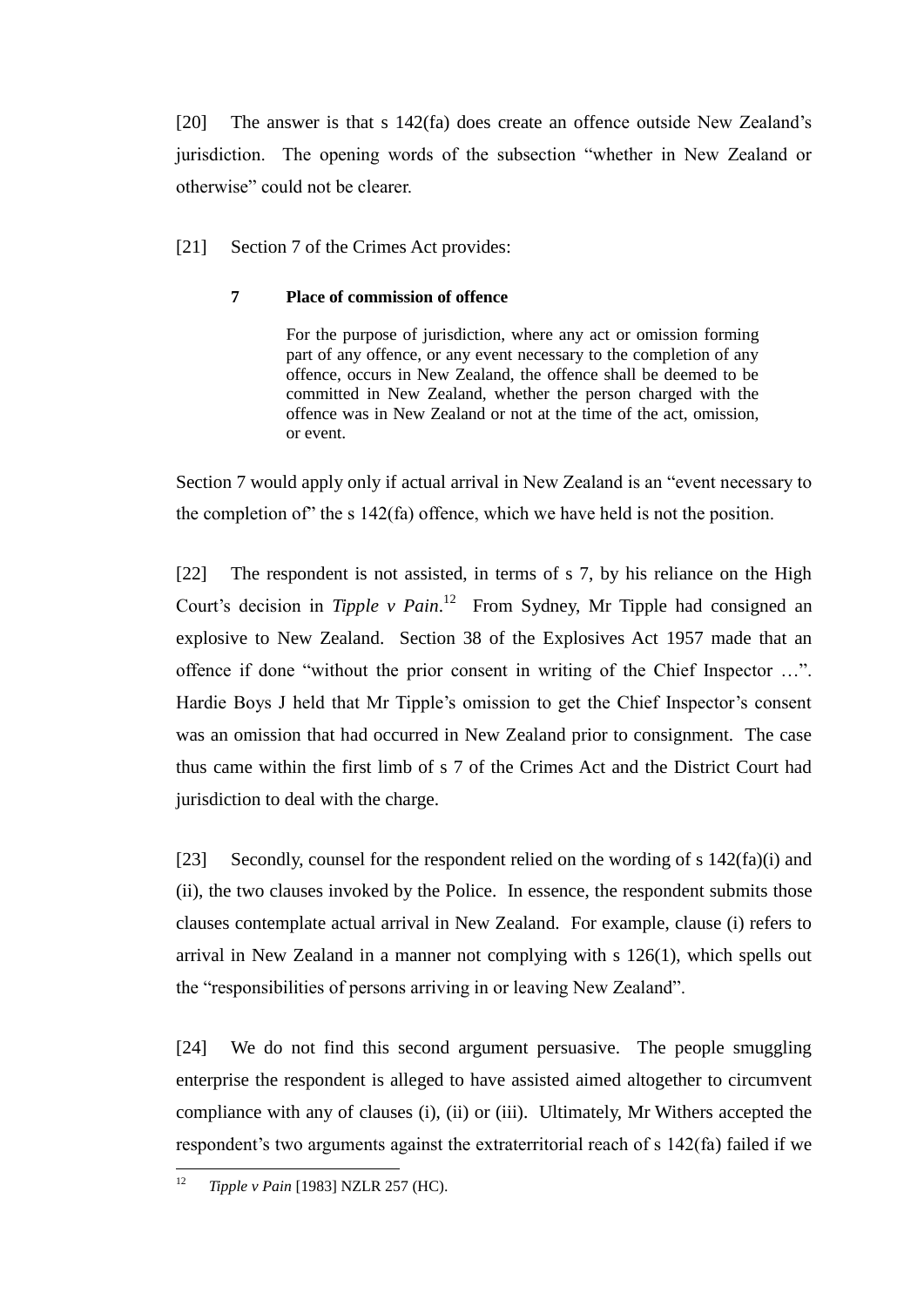[20] The answer is that s 142(fa) does create an offence outside New Zealand's jurisdiction. The opening words of the subsection "whether in New Zealand or otherwise" could not be clearer.

[21] Section 7 of the Crimes Act provides:

> **7 Place of commission of offence**
>
> For the purpose of jurisdiction, where any act or omission forming part of any offence, or any event necessary to the completion of any offence, occurs in New Zealand, the offence shall be deemed to be committed in New Zealand, whether the person charged with the offence was in New Zealand or not at the time of the act, omission, or event.

Section 7 would apply only if actual arrival in New Zealand is an "event necessary to the completion of" the s 142(fa) offence, which we have held is not the position.

[22] The respondent is not assisted, in terms of s 7, by his reliance on the High Court's decision in *Tipple v Pain*.[12] From Sydney, Mr Tipple had consigned an explosive to New Zealand. Section 38 of the Explosives Act 1957 made that an offence if done "without the prior consent in writing of the Chief Inspector …". Hardie Boys J held that Mr Tipple's omission to get the Chief Inspector's consent was an omission that had occurred in New Zealand prior to consignment. The case thus came within the first limb of s 7 of the Crimes Act and the District Court had jurisdiction to deal with the charge.

[23] Secondly, counsel for the respondent relied on the wording of s 142(fa)(i) and (ii), the two clauses invoked by the Police. In essence, the respondent submits those clauses contemplate actual arrival in New Zealand. For example, clause (i) refers to arrival in New Zealand in a manner not complying with s 126(1), which spells out the "responsibilities of persons arriving in or leaving New Zealand".

[24] We do not find this second argument persuasive. The people smuggling enterprise the respondent is alleged to have assisted aimed altogether to circumvent compliance with any of clauses (i), (ii) or (iii). Ultimately, Mr Withers accepted the respondent's two arguments against the extraterritorial reach of s 142(fa) failed if we

---

[12] *Tipple v Pain* [1983] NZLR 257 (HC).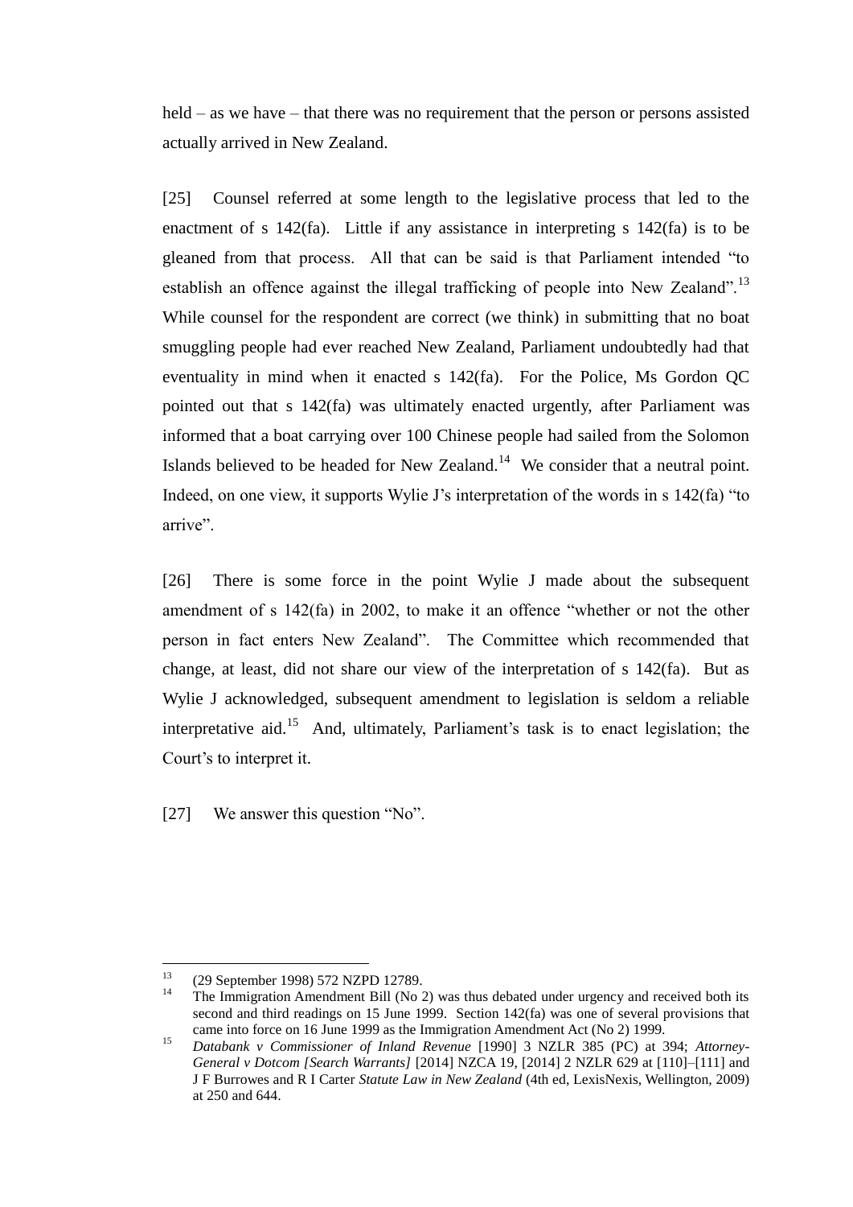held – as we have – that there was no requirement that the person or persons assisted actually arrived in New Zealand.

[25] Counsel referred at some length to the legislative process that led to the enactment of s 142(fa). Little if any assistance in interpreting s 142(fa) is to be gleaned from that process. All that can be said is that Parliament intended "to establish an offence against the illegal trafficking of people into New Zealand".[13] While counsel for the respondent are correct (we think) in submitting that no boat smuggling people had ever reached New Zealand, Parliament undoubtedly had that eventuality in mind when it enacted s 142(fa). For the Police, Ms Gordon QC pointed out that s 142(fa) was ultimately enacted urgently, after Parliament was informed that a boat carrying over 100 Chinese people had sailed from the Solomon Islands believed to be headed for New Zealand.[14] We consider that a neutral point. Indeed, on one view, it supports Wylie J's interpretation of the words in s 142(fa) "to arrive".

[26] There is some force in the point Wylie J made about the subsequent amendment of s 142(fa) in 2002, to make it an offence "whether or not the other person in fact enters New Zealand". The Committee which recommended that change, at least, did not share our view of the interpretation of s 142(fa). But as Wylie J acknowledged, subsequent amendment to legislation is seldom a reliable interpretative aid.[15] And, ultimately, Parliament's task is to enact legislation; the Court's to interpret it.

[27] We answer this question "No".

---

[13] (29 September 1998) 572 NZPD 12789.

[14] The Immigration Amendment Bill (No 2) was thus debated under urgency and received both its second and third readings on 15 June 1999. Section 142(fa) was one of several provisions that came into force on 16 June 1999 as the Immigration Amendment Act (No 2) 1999.

[15] *Databank v Commissioner of Inland Revenue* [1990] 3 NZLR 385 (PC) at 394; *Attorney-General v Dotcom [Search Warrants]* [2014] NZCA 19, [2014] 2 NZLR 629 at [110]–[111] and J F Burrowes and R I Carter *Statute Law in New Zealand* (4th ed, LexisNexis, Wellington, 2009) at 250 and 644.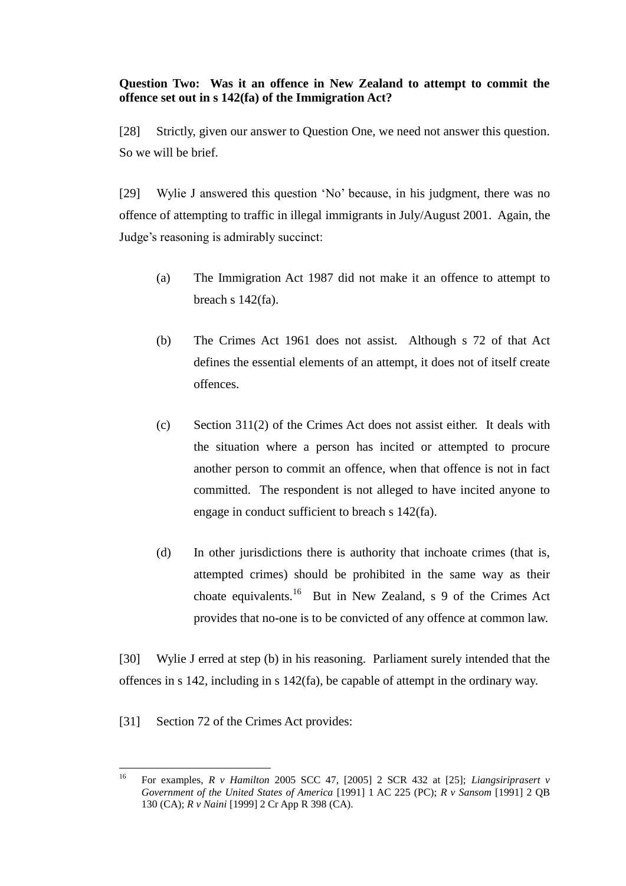**Question Two: Was it an offence in New Zealand to attempt to commit the offence set out in s 142(fa) of the Immigration Act?**

[28] Strictly, given our answer to Question One, we need not answer this question. So we will be brief.

[29] Wylie J answered this question 'No' because, in his judgment, there was no offence of attempting to traffic in illegal immigrants in July/August 2001. Again, the Judge's reasoning is admirably succinct:

(a) The Immigration Act 1987 did not make it an offence to attempt to breach s 142(fa).

(b) The Crimes Act 1961 does not assist. Although s 72 of that Act defines the essential elements of an attempt, it does not of itself create offences.

(c) Section 311(2) of the Crimes Act does not assist either. It deals with the situation where a person has incited or attempted to procure another person to commit an offence, when that offence is not in fact committed. The respondent is not alleged to have incited anyone to engage in conduct sufficient to breach s 142(fa).

(d) In other jurisdictions there is authority that inchoate crimes (that is, attempted crimes) should be prohibited in the same way as their choate equivalents.[16] But in New Zealand, s 9 of the Crimes Act provides that no-one is to be convicted of any offence at common law.

[30] Wylie J erred at step (b) in his reasoning. Parliament surely intended that the offences in s 142, including in s 142(fa), be capable of attempt in the ordinary way.

[31] Section 72 of the Crimes Act provides:

---

[16] For examples, *R v Hamilton* 2005 SCC 47, [2005] 2 SCR 432 at [25]; *Liangsiriprasert v Government of the United States of America* [1991] 1 AC 225 (PC); *R v Sansom* [1991] 2 QB 130 (CA); *R v Naini* [1999] 2 Cr App R 398 (CA).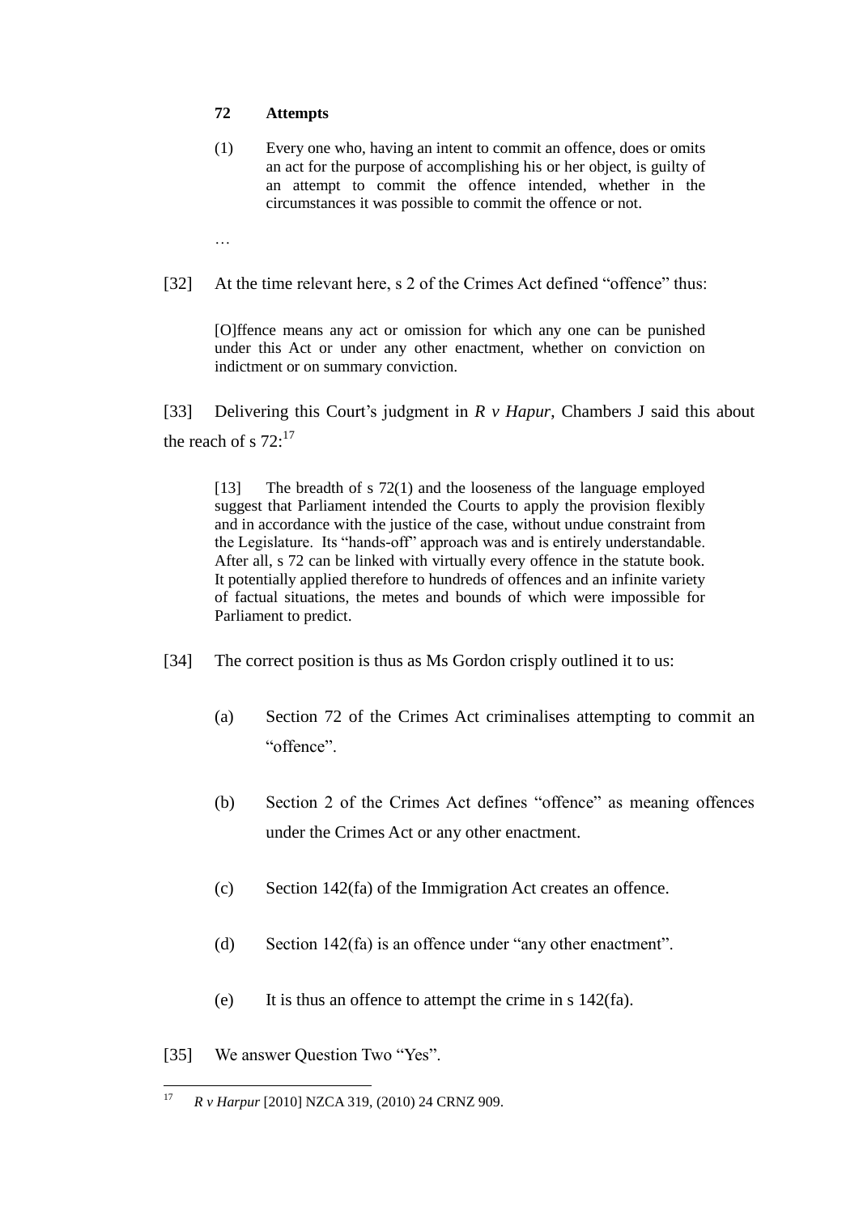**72 Attempts**

> (1) Every one who, having an intent to commit an offence, does or omits an act for the purpose of accomplishing his or her object, is guilty of an attempt to commit the offence intended, whether in the circumstances it was possible to commit the offence or not.
>
> …

[32] At the time relevant here, s 2 of the Crimes Act defined "offence" thus:

> [O]ffence means any act or omission for which any one can be punished under this Act or under any other enactment, whether on conviction on indictment or on summary conviction.

[33] Delivering this Court's judgment in *R v Hapur*, Chambers J said this about the reach of s 72:[17]

> [13] The breadth of s 72(1) and the looseness of the language employed suggest that Parliament intended the Courts to apply the provision flexibly and in accordance with the justice of the case, without undue constraint from the Legislature. Its "hands-off" approach was and is entirely understandable. After all, s 72 can be linked with virtually every offence in the statute book. It potentially applied therefore to hundreds of offences and an infinite variety of factual situations, the metes and bounds of which were impossible for Parliament to predict.

[34] The correct position is thus as Ms Gordon crisply outlined it to us:

(a) Section 72 of the Crimes Act criminalises attempting to commit an "offence".

(b) Section 2 of the Crimes Act defines "offence" as meaning offences under the Crimes Act or any other enactment.

(c) Section 142(fa) of the Immigration Act creates an offence.

(d) Section 142(fa) is an offence under "any other enactment".

(e) It is thus an offence to attempt the crime in s 142(fa).

[35] We answer Question Two "Yes".

---

[17] *R v Harpur* [2010] NZCA 319, (2010) 24 CRNZ 909.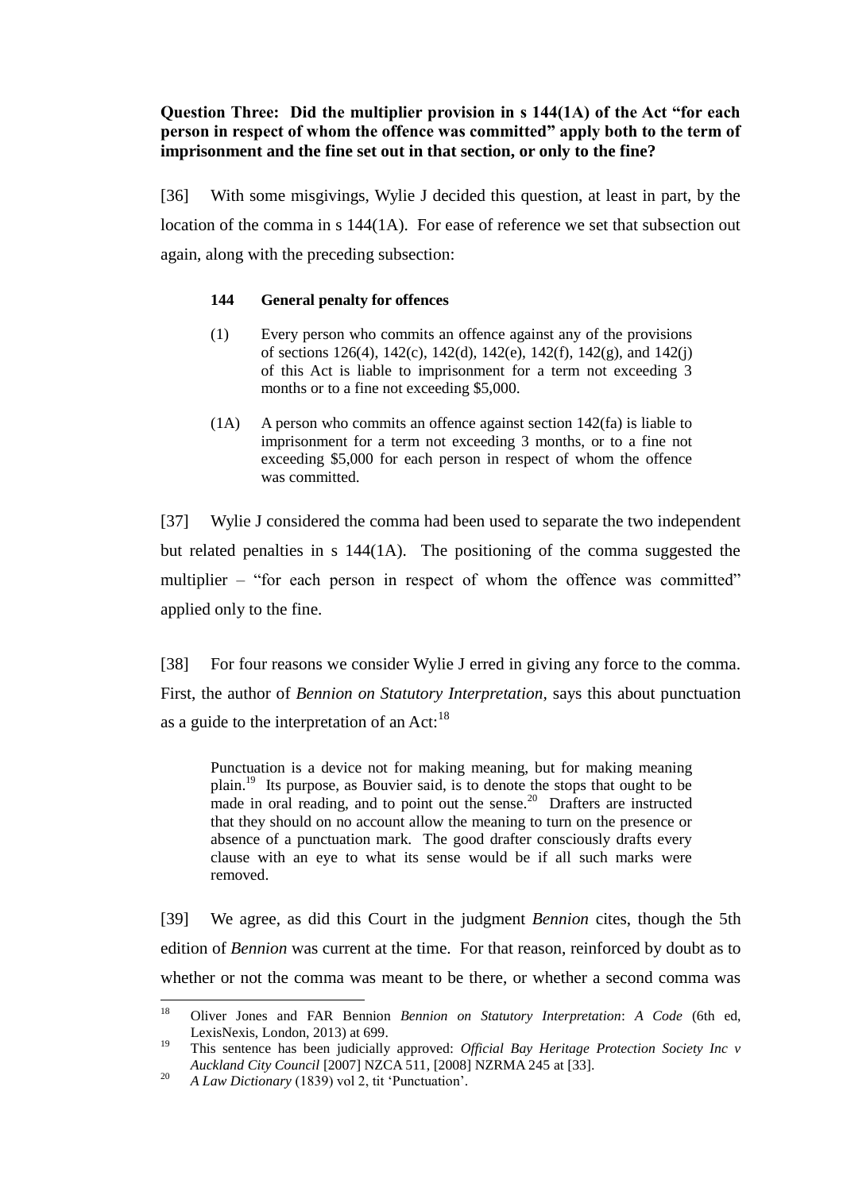**Question Three: Did the multiplier provision in s 144(1A) of the Act "for each person in respect of whom the offence was committed" apply both to the term of imprisonment and the fine set out in that section, or only to the fine?**

[36] With some misgivings, Wylie J decided this question, at least in part, by the location of the comma in s 144(1A). For ease of reference we set that subsection out again, along with the preceding subsection:

> **144 General penalty for offences**
>
> (1) Every person who commits an offence against any of the provisions of sections 126(4), 142(c), 142(d), 142(e), 142(f), 142(g), and 142(j) of this Act is liable to imprisonment for a term not exceeding 3 months or to a fine not exceeding $5,000.
>
> (1A) A person who commits an offence against section 142(fa) is liable to imprisonment for a term not exceeding 3 months, or to a fine not exceeding $5,000 for each person in respect of whom the offence was committed.

[37] Wylie J considered the comma had been used to separate the two independent but related penalties in s 144(1A). The positioning of the comma suggested the multiplier – "for each person in respect of whom the offence was committed" applied only to the fine.

[38] For four reasons we consider Wylie J erred in giving any force to the comma. First, the author of *Bennion on Statutory Interpretation*, says this about punctuation as a guide to the interpretation of an Act:[18]

> Punctuation is a device not for making meaning, but for making meaning plain.[19] Its purpose, as Bouvier said, is to denote the stops that ought to be made in oral reading, and to point out the sense.[20] Drafters are instructed that they should on no account allow the meaning to turn on the presence or absence of a punctuation mark. The good drafter consciously drafts every clause with an eye to what its sense would be if all such marks were removed.

[39] We agree, as did this Court in the judgment *Bennion* cites, though the 5th edition of *Bennion* was current at the time. For that reason, reinforced by doubt as to whether or not the comma was meant to be there, or whether a second comma was

---

[18] Oliver Jones and FAR Bennion *Bennion on Statutory Interpretation*: *A Code* (6th ed, LexisNexis, London, 2013) at 699.

[19] This sentence has been judicially approved: *Official Bay Heritage Protection Society Inc v Auckland City Council* [2007] NZCA 511, [2008] NZRMA 245 at [33].

[20] *A Law Dictionary* (1839) vol 2, tit 'Punctuation'.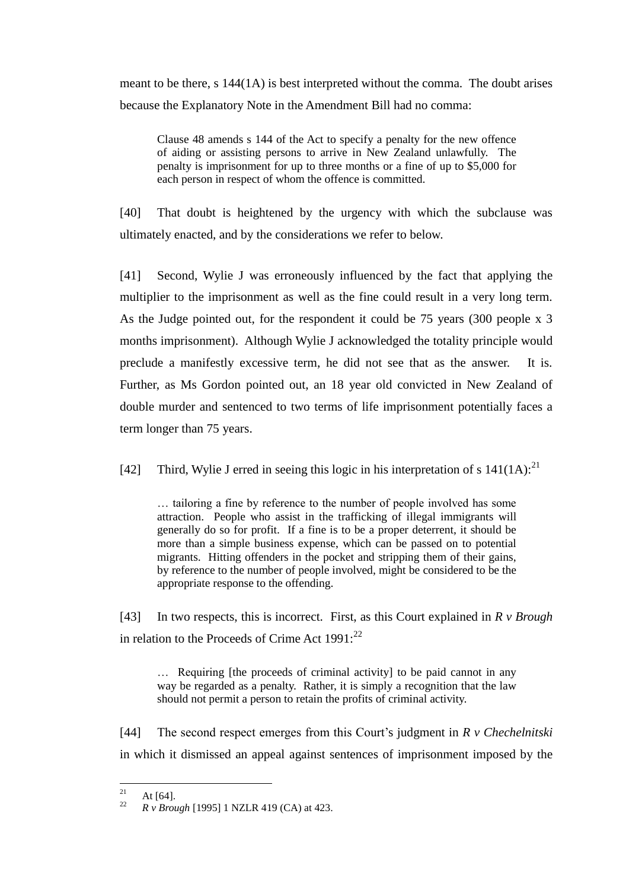meant to be there, s 144(1A) is best interpreted without the comma. The doubt arises because the Explanatory Note in the Amendment Bill had no comma:

> Clause 48 amends s 144 of the Act to specify a penalty for the new offence of aiding or assisting persons to arrive in New Zealand unlawfully. The penalty is imprisonment for up to three months or a fine of up to $5,000 for each person in respect of whom the offence is committed.

[40] That doubt is heightened by the urgency with which the subclause was ultimately enacted, and by the considerations we refer to below.

[41] Second, Wylie J was erroneously influenced by the fact that applying the multiplier to the imprisonment as well as the fine could result in a very long term. As the Judge pointed out, for the respondent it could be 75 years (300 people x 3 months imprisonment). Although Wylie J acknowledged the totality principle would preclude a manifestly excessive term, he did not see that as the answer. It is. Further, as Ms Gordon pointed out, an 18 year old convicted in New Zealand of double murder and sentenced to two terms of life imprisonment potentially faces a term longer than 75 years.

[42] Third, Wylie J erred in seeing this logic in his interpretation of s 141(1A):[21]

> … tailoring a fine by reference to the number of people involved has some attraction. People who assist in the trafficking of illegal immigrants will generally do so for profit. If a fine is to be a proper deterrent, it should be more than a simple business expense, which can be passed on to potential migrants. Hitting offenders in the pocket and stripping them of their gains, by reference to the number of people involved, might be considered to be the appropriate response to the offending.

[43] In two respects, this is incorrect. First, as this Court explained in *R v Brough* in relation to the Proceeds of Crime Act 1991:[22]

> … Requiring [the proceeds of criminal activity] to be paid cannot in any way be regarded as a penalty. Rather, it is simply a recognition that the law should not permit a person to retain the profits of criminal activity.

[44] The second respect emerges from this Court's judgment in *R v Chechelnitski* in which it dismissed an appeal against sentences of imprisonment imposed by the

---

[21] At [64].

[22] *R v Brough* [1995] 1 NZLR 419 (CA) at 423.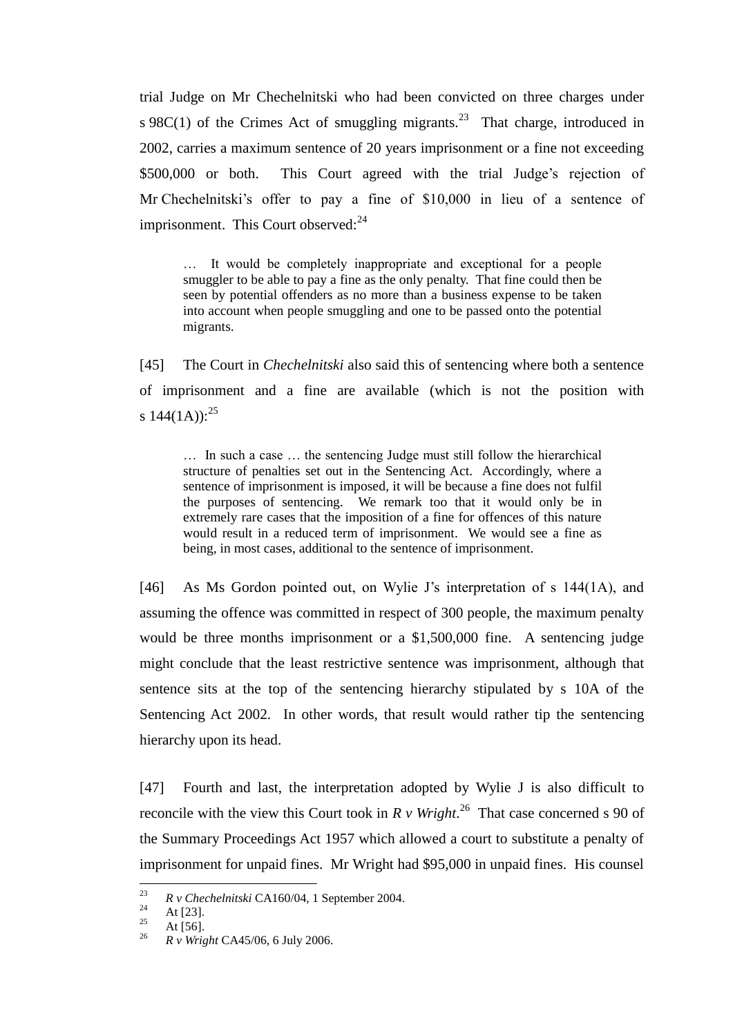trial Judge on Mr Chechelnitski who had been convicted on three charges under s 98C(1) of the Crimes Act of smuggling migrants.[23] That charge, introduced in 2002, carries a maximum sentence of 20 years imprisonment or a fine not exceeding $500,000 or both. This Court agreed with the trial Judge's rejection of Mr Chechelnitski's offer to pay a fine of $10,000 in lieu of a sentence of imprisonment. This Court observed:[24]

> … It would be completely inappropriate and exceptional for a people smuggler to be able to pay a fine as the only penalty. That fine could then be seen by potential offenders as no more than a business expense to be taken into account when people smuggling and one to be passed onto the potential migrants.

[45] The Court in *Chechelnitski* also said this of sentencing where both a sentence of imprisonment and a fine are available (which is not the position with s 144(1A)):[25]

> … In such a case … the sentencing Judge must still follow the hierarchical structure of penalties set out in the Sentencing Act. Accordingly, where a sentence of imprisonment is imposed, it will be because a fine does not fulfil the purposes of sentencing. We remark too that it would only be in extremely rare cases that the imposition of a fine for offences of this nature would result in a reduced term of imprisonment. We would see a fine as being, in most cases, additional to the sentence of imprisonment.

[46] As Ms Gordon pointed out, on Wylie J's interpretation of s 144(1A), and assuming the offence was committed in respect of 300 people, the maximum penalty would be three months imprisonment or a $1,500,000 fine. A sentencing judge might conclude that the least restrictive sentence was imprisonment, although that sentence sits at the top of the sentencing hierarchy stipulated by s 10A of the Sentencing Act 2002. In other words, that result would rather tip the sentencing hierarchy upon its head.

[47] Fourth and last, the interpretation adopted by Wylie J is also difficult to reconcile with the view this Court took in *R v Wright*.[26] That case concerned s 90 of the Summary Proceedings Act 1957 which allowed a court to substitute a penalty of imprisonment for unpaid fines. Mr Wright had $95,000 in unpaid fines. His counsel

---

[23] *R v Chechelnitski* CA160/04, 1 September 2004.

[24] At [23].

[25] At [56].

[26] *R v Wright* CA45/06, 6 July 2006.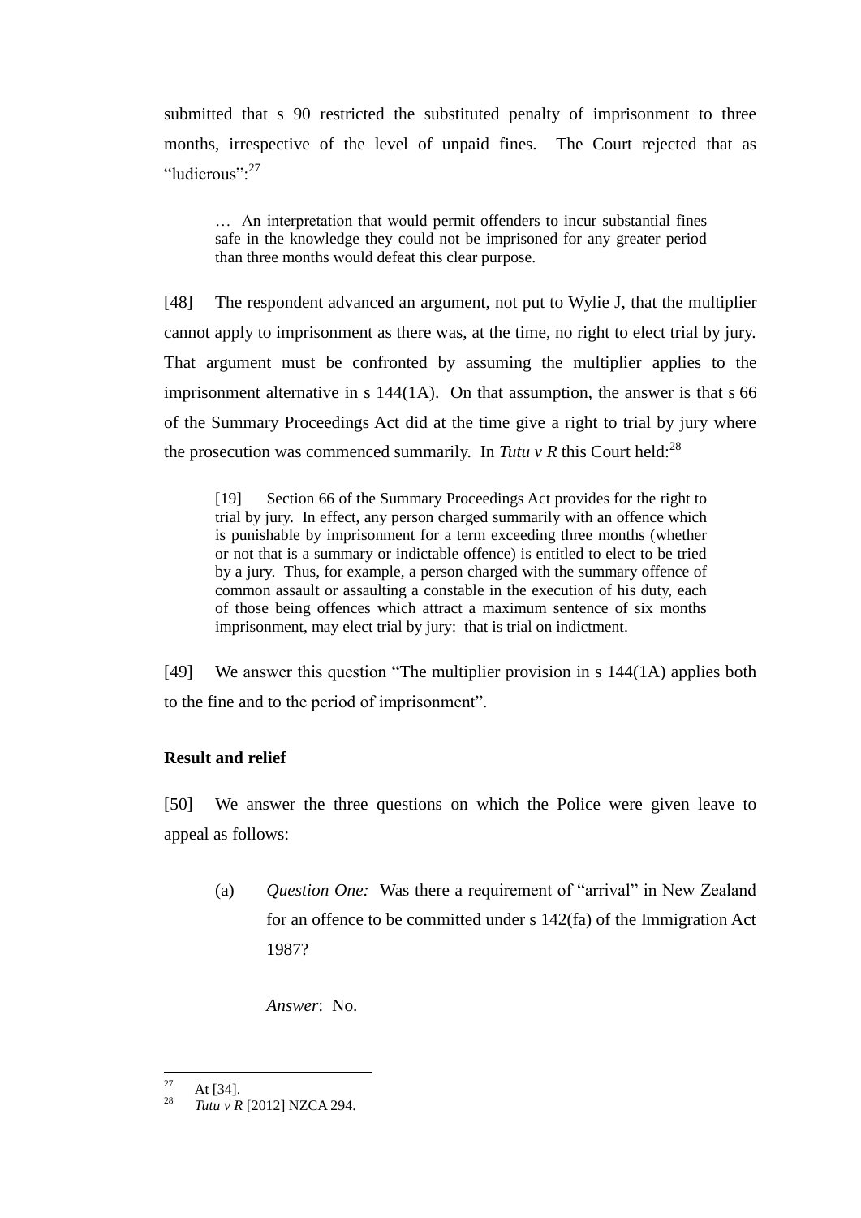submitted that s 90 restricted the substituted penalty of imprisonment to three months, irrespective of the level of unpaid fines. The Court rejected that as "ludicrous":[27]

> … An interpretation that would permit offenders to incur substantial fines safe in the knowledge they could not be imprisoned for any greater period than three months would defeat this clear purpose.

[48] The respondent advanced an argument, not put to Wylie J, that the multiplier cannot apply to imprisonment as there was, at the time, no right to elect trial by jury. That argument must be confronted by assuming the multiplier applies to the imprisonment alternative in s 144(1A). On that assumption, the answer is that s 66 of the Summary Proceedings Act did at the time give a right to trial by jury where the prosecution was commenced summarily. In *Tutu v R* this Court held:[28]

> [19] Section 66 of the Summary Proceedings Act provides for the right to trial by jury. In effect, any person charged summarily with an offence which is punishable by imprisonment for a term exceeding three months (whether or not that is a summary or indictable offence) is entitled to elect to be tried by a jury. Thus, for example, a person charged with the summary offence of common assault or assaulting a constable in the execution of his duty, each of those being offences which attract a maximum sentence of six months imprisonment, may elect trial by jury: that is trial on indictment.

[49] We answer this question "The multiplier provision in s 144(1A) applies both to the fine and to the period of imprisonment".

**Result and relief**

[50] We answer the three questions on which the Police were given leave to appeal as follows:

(a) *Question One:* Was there a requirement of "arrival" in New Zealand for an offence to be committed under s 142(fa) of the Immigration Act 1987?

*Answer*: No.

---

[27] At [34].

[28] *Tutu v R* [2012] NZCA 294.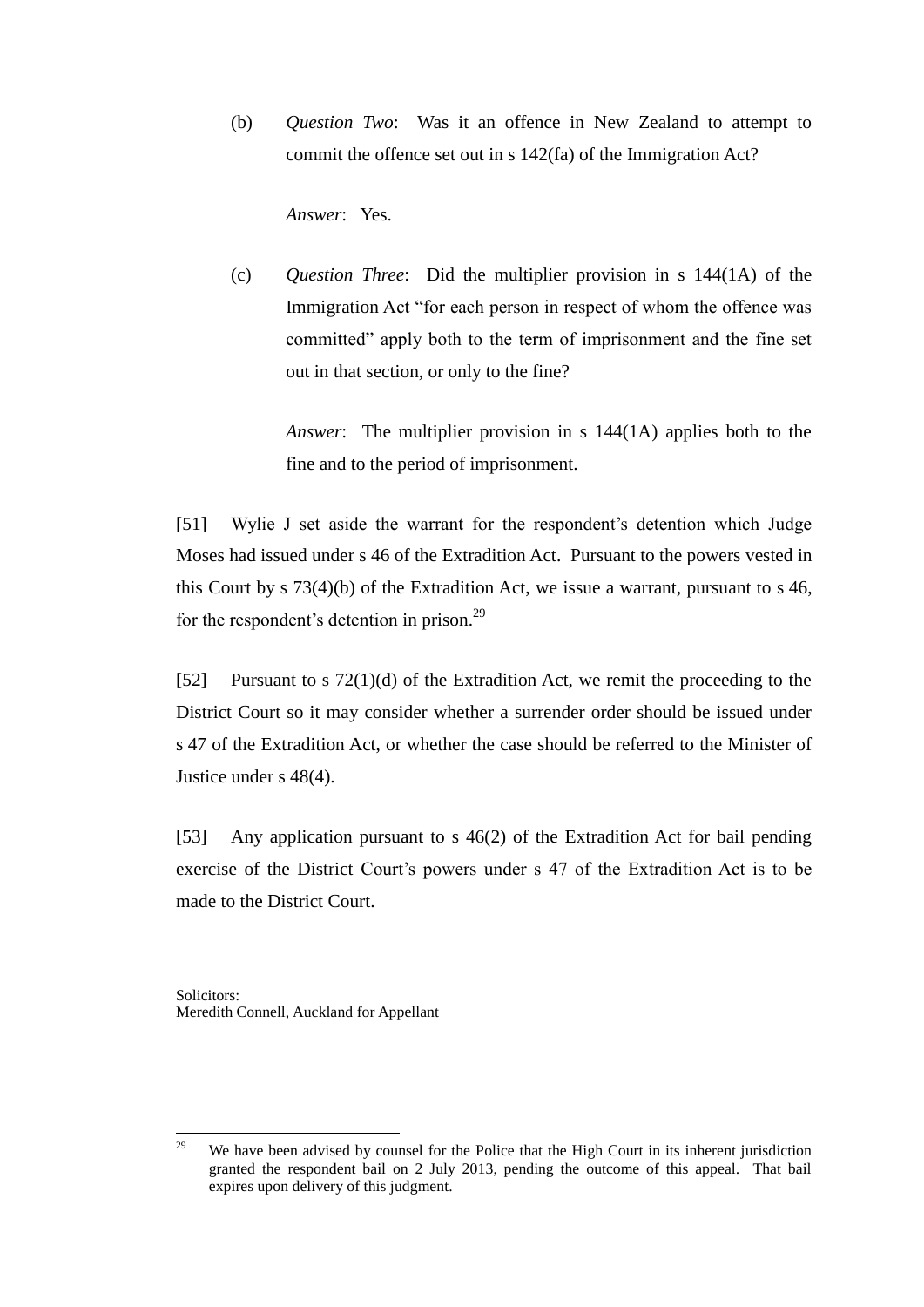(b) *Question Two*: Was it an offence in New Zealand to attempt to commit the offence set out in s 142(fa) of the Immigration Act?

*Answer*: Yes.

(c) *Question Three*: Did the multiplier provision in s 144(1A) of the Immigration Act "for each person in respect of whom the offence was committed" apply both to the term of imprisonment and the fine set out in that section, or only to the fine?

*Answer*: The multiplier provision in s 144(1A) applies both to the fine and to the period of imprisonment.

[51] Wylie J set aside the warrant for the respondent's detention which Judge Moses had issued under s 46 of the Extradition Act. Pursuant to the powers vested in this Court by s 73(4)(b) of the Extradition Act, we issue a warrant, pursuant to s 46, for the respondent's detention in prison.[29]

[52] Pursuant to s 72(1)(d) of the Extradition Act, we remit the proceeding to the District Court so it may consider whether a surrender order should be issued under s 47 of the Extradition Act, or whether the case should be referred to the Minister of Justice under s 48(4).

[53] Any application pursuant to s 46(2) of the Extradition Act for bail pending exercise of the District Court's powers under s 47 of the Extradition Act is to be made to the District Court.

Solicitors:
Meredith Connell, Auckland for Appellant

---

[29] We have been advised by counsel for the Police that the High Court in its inherent jurisdiction granted the respondent bail on 2 July 2013, pending the outcome of this appeal. That bail expires upon delivery of this judgment.